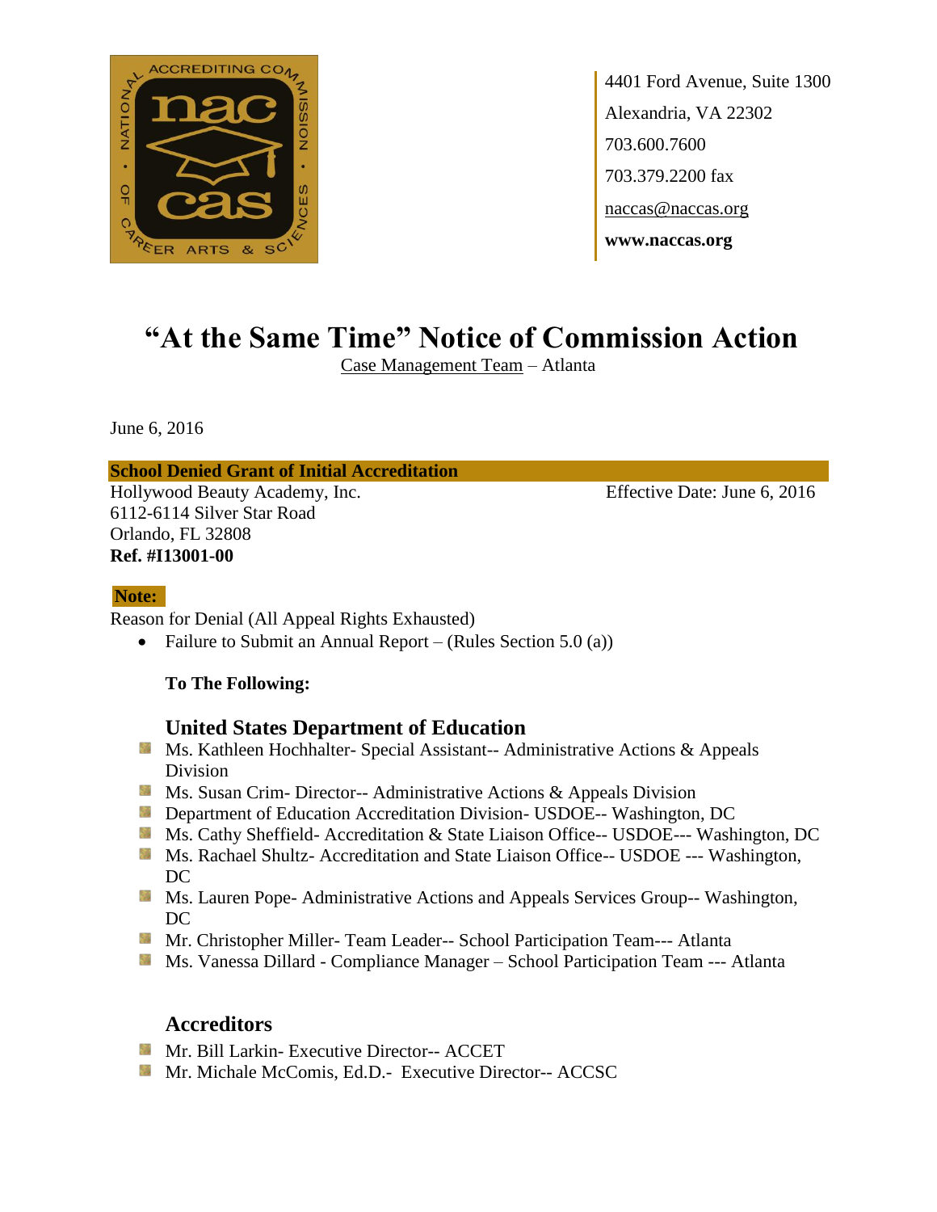4401 Ford Avenue, Suite 1300
Alexandria, VA 22302
703.600.7600
703.379.2200 fax
naccas@naccas.org
**www.naccas.org**

# "At the Same Time" Notice of Commission Action

Case Management Team – Atlanta

June 6, 2016

**School Denied Grant of Initial Accreditation**

Hollywood Beauty Academy, Inc.
6112-6114 Silver Star Road
Orlando, FL 32808
**Ref. #I13001-00**

Effective Date: June 6, 2016

**Note:**

Reason for Denial (All Appeal Rights Exhausted)

- Failure to Submit an Annual Report – (Rules Section 5.0 (a))

**To The Following:**

## United States Department of Education

- Ms. Kathleen Hochhalter- Special Assistant-- Administrative Actions & Appeals Division
- Ms. Susan Crim- Director-- Administrative Actions & Appeals Division
- Department of Education Accreditation Division- USDOE-- Washington, DC
- Ms. Cathy Sheffield- Accreditation & State Liaison Office-- USDOE--- Washington, DC
- Ms. Rachael Shultz- Accreditation and State Liaison Office-- USDOE --- Washington, DC
- Ms. Lauren Pope- Administrative Actions and Appeals Services Group-- Washington, DC
- Mr. Christopher Miller- Team Leader-- School Participation Team--- Atlanta
- Ms. Vanessa Dillard - Compliance Manager – School Participation Team --- Atlanta

## Accreditors

- Mr. Bill Larkin- Executive Director-- ACCET
- Mr. Michale McComis, Ed.D.- Executive Director-- ACCSC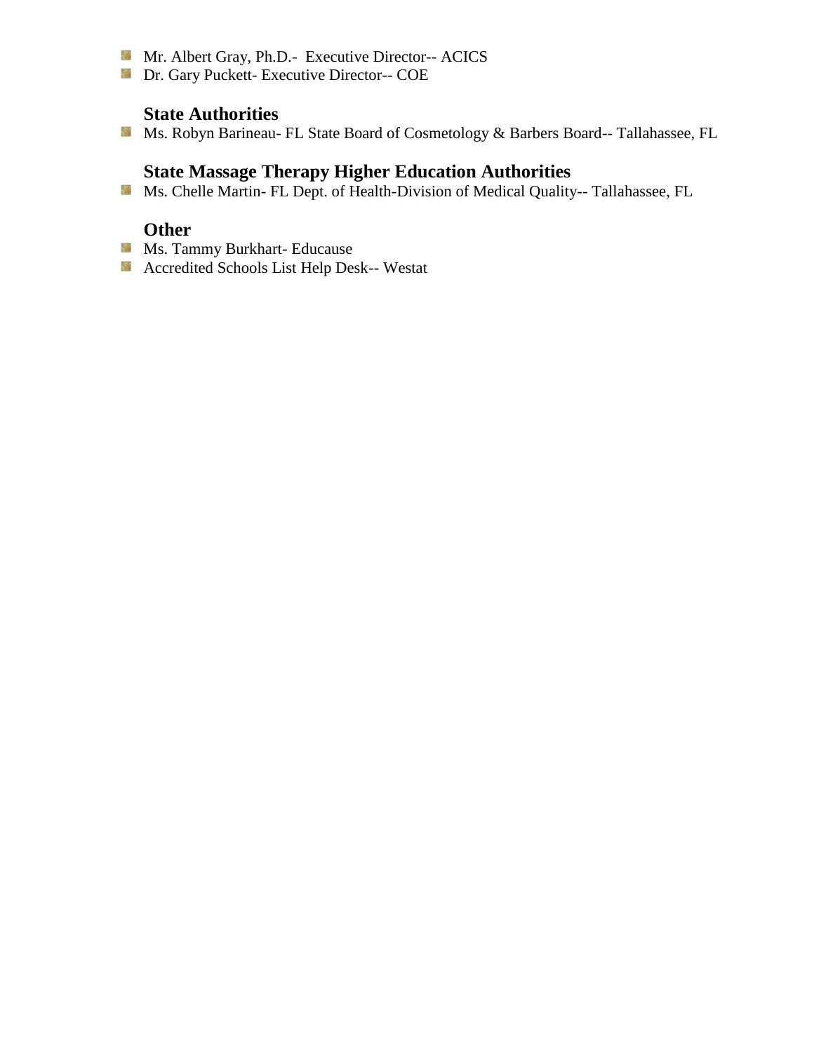- Mr. Albert Gray, Ph.D.-  Executive Director-- ACICS
- Dr. Gary Puckett- Executive Director-- COE

### State Authorities

- Ms. Robyn Barineau- FL State Board of Cosmetology & Barbers Board-- Tallahassee, FL

### State Massage Therapy Higher Education Authorities

- Ms. Chelle Martin- FL Dept. of Health-Division of Medical Quality-- Tallahassee, FL

### Other

- Ms. Tammy Burkhart- Educause
- Accredited Schools List Help Desk-- Westat